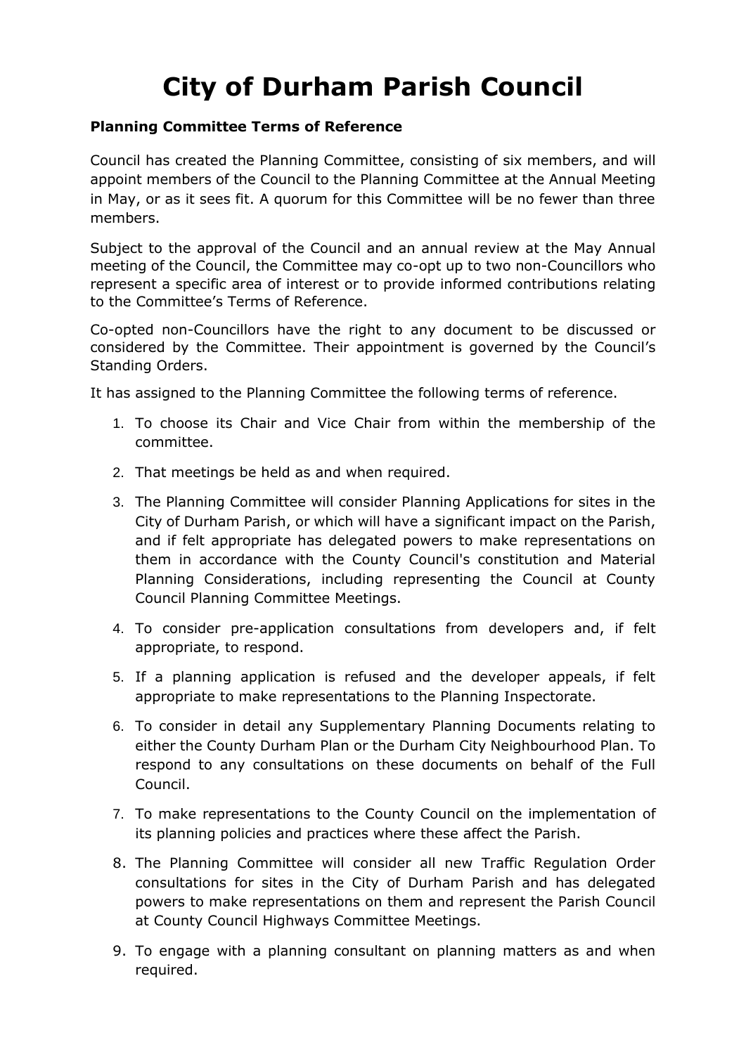# City of Durham Parish Council

**Planning Committee Terms of Reference**

Council has created the Planning Committee, consisting of six members, and will appoint members of the Council to the Planning Committee at the Annual Meeting in May, or as it sees fit. A quorum for this Committee will be no fewer than three members.

Subject to the approval of the Council and an annual review at the May Annual meeting of the Council, the Committee may co-opt up to two non-Councillors who represent a specific area of interest or to provide informed contributions relating to the Committee's Terms of Reference.

Co-opted non-Councillors have the right to any document to be discussed or considered by the Committee. Their appointment is governed by the Council's Standing Orders.

It has assigned to the Planning Committee the following terms of reference.

1. To choose its Chair and Vice Chair from within the membership of the committee.
2. That meetings be held as and when required.
3. The Planning Committee will consider Planning Applications for sites in the City of Durham Parish, or which will have a significant impact on the Parish, and if felt appropriate has delegated powers to make representations on them in accordance with the County Council's constitution and Material Planning Considerations, including representing the Council at County Council Planning Committee Meetings.
4. To consider pre-application consultations from developers and, if felt appropriate, to respond.
5. If a planning application is refused and the developer appeals, if felt appropriate to make representations to the Planning Inspectorate.
6. To consider in detail any Supplementary Planning Documents relating to either the County Durham Plan or the Durham City Neighbourhood Plan. To respond to any consultations on these documents on behalf of the Full Council.
7. To make representations to the County Council on the implementation of its planning policies and practices where these affect the Parish.
8. The Planning Committee will consider all new Traffic Regulation Order consultations for sites in the City of Durham Parish and has delegated powers to make representations on them and represent the Parish Council at County Council Highways Committee Meetings.
9. To engage with a planning consultant on planning matters as and when required.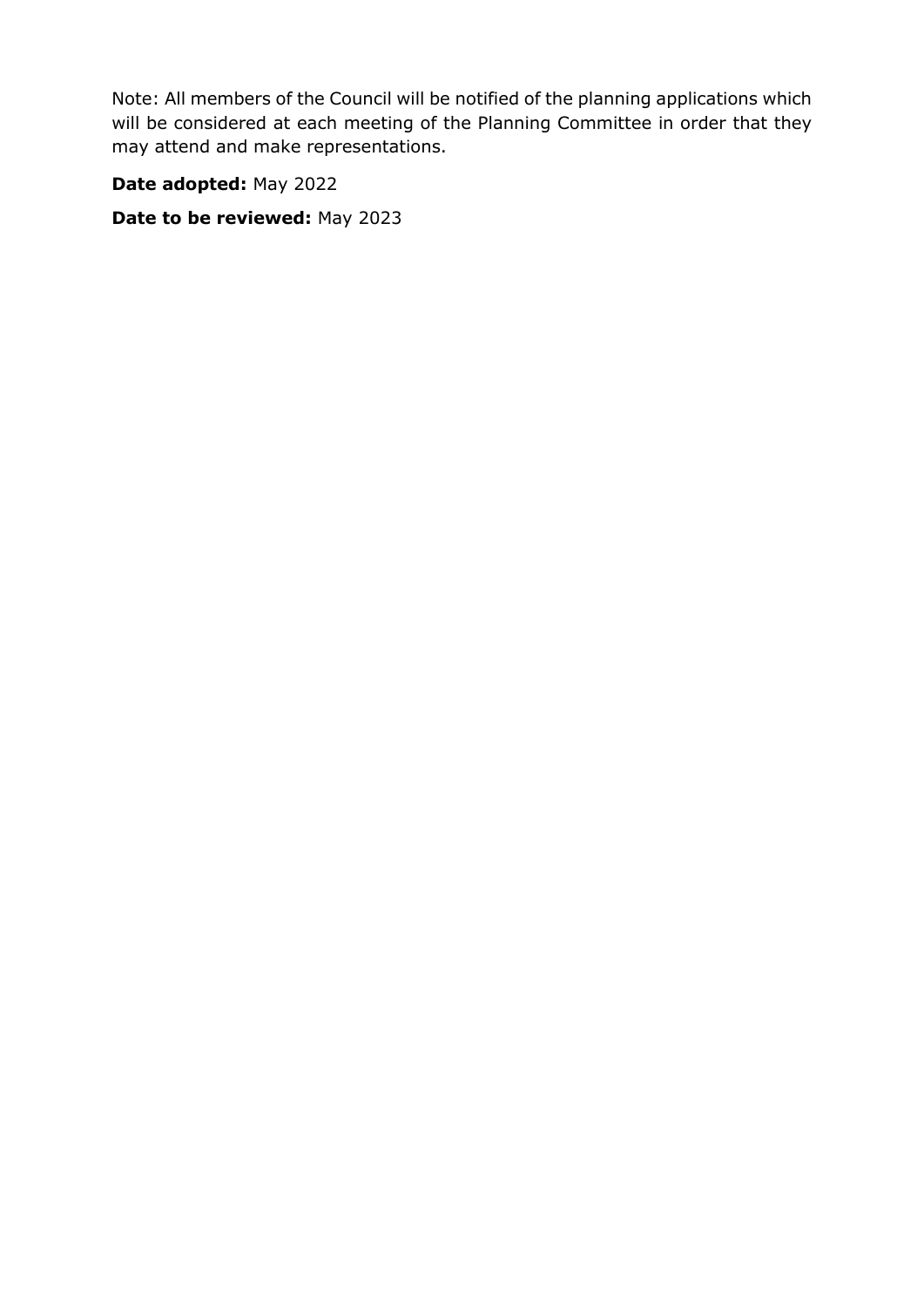Note: All members of the Council will be notified of the planning applications which will be considered at each meeting of the Planning Committee in order that they may attend and make representations.

**Date adopted:** May 2022

**Date to be reviewed:** May 2023